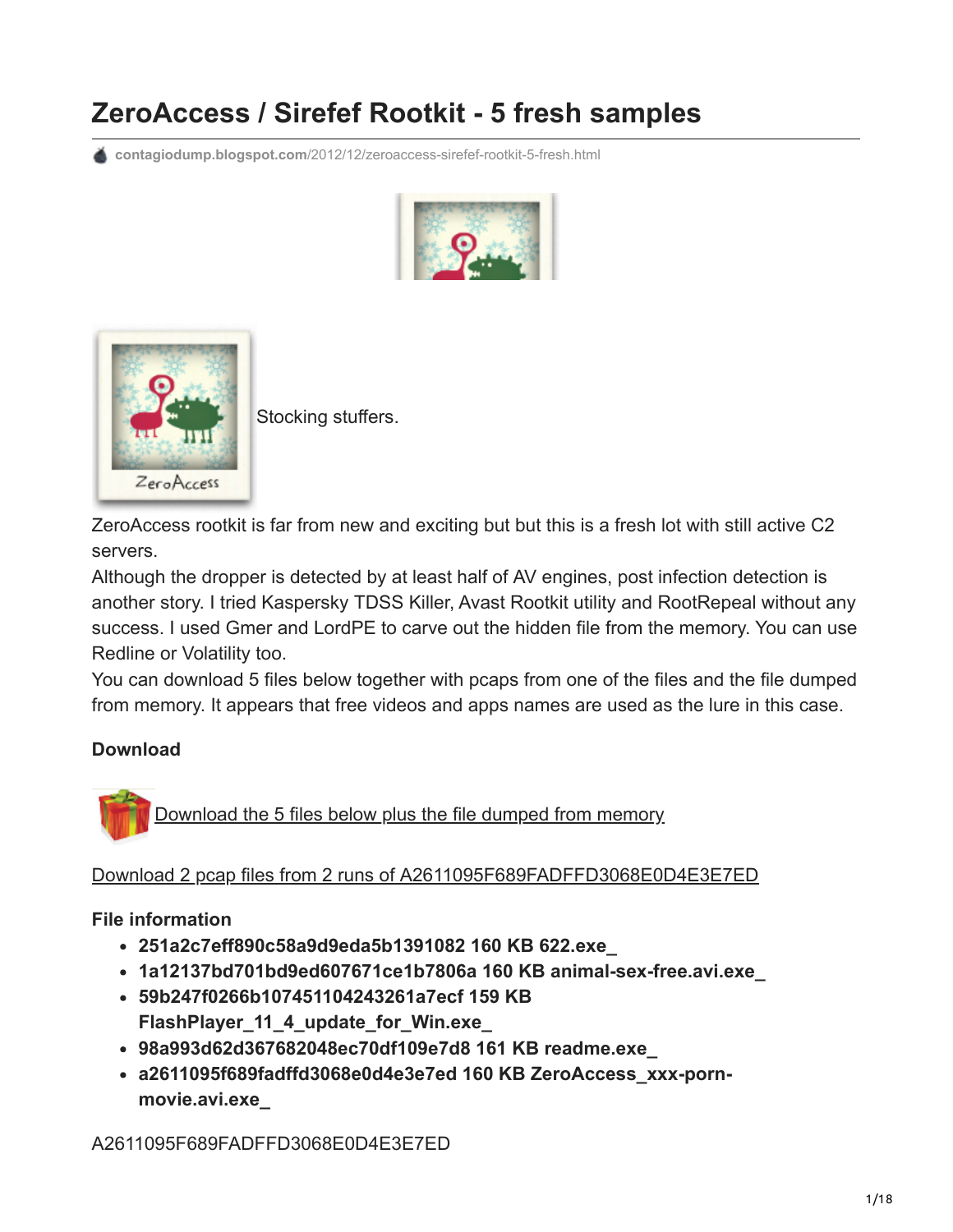# ZeroAccess / Sirefef Rootkit - 5 fresh samples

contagiodump.blogspot.com/2012/12/zeroaccess-sirefef-rootkit-5-fresh.html

Stocking stuffers.

ZeroAccess rootkit is far from new and exciting but but this is a fresh lot with still active C2 servers.

Although the dropper is detected by at least half of AV engines, post infection detection is another story. I tried Kaspersky TDSS Killer, Avast Rootkit utility and RootRepeal without any success. I used Gmer and LordPE to carve out the hidden file from the memory. You can use Redline or Volatility too.

You can download 5 files below together with pcaps from one of the files and the file dumped from memory. It appears that free videos and apps names are used as the lure in this case.

### Download

Download the 5 files below plus the file dumped from memory

Download 2 pcap files from 2 runs of A2611095F689FADFFD3068E0D4E3E7ED

### File information

- **251a2c7eff890c58a9d9eda5b1391082 160 KB 622.exe_**
- **1a12137bd701bd9ed607671ce1b7806a 160 KB animal-sex-free.avi.exe_**
- **59b247f0266b107451104243261a7ecf 159 KB FlashPlayer_11_4_update_for_Win.exe_**
- **98a993d62d367682048ec70df109e7d8 161 KB readme.exe_**
- **a2611095f689fadffd3068e0d4e3e7ed 160 KB ZeroAccess_xxx-porn-movie.avi.exe_**

A2611095F689FADFFD3068E0D4E3E7ED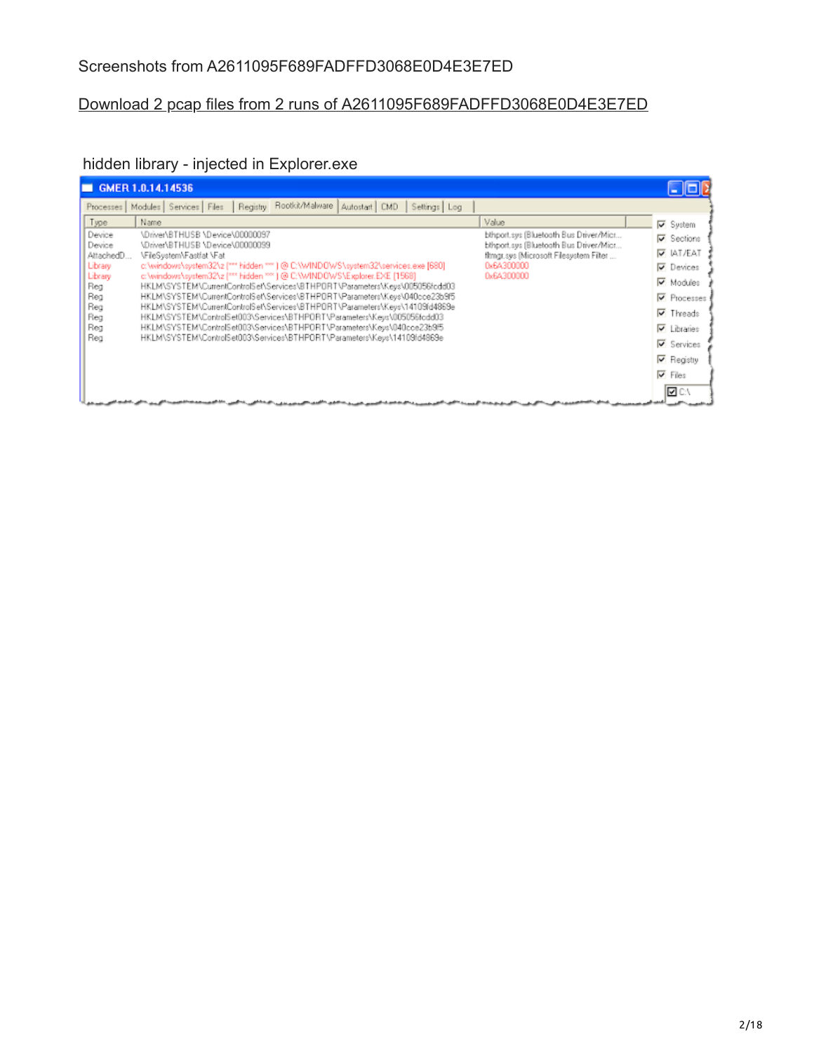Screenshots from A2611095F689FADFFD3068E0D4E3E7ED

Download 2 pcap files from 2 runs of A2611095F689FADFFD3068E0D4E3E7ED

hidden library - injected in Explorer.exe

GMER 1.0.14.14536

| Type | Name | Value |
| --- | --- | --- |
| Device | \Driver\BTHUSB \Device\00000097 | bthport.sys (Bluetooth Bus Driver/Micr... |
| Device | \Driver\BTHUSB \Device\00000099 | bthport.sys (Bluetooth Bus Driver/Micr... |
| AttachedD... | \FileSystem\Fastfat \Fat | fltmgr.sys (Microsoft Filesystem Filter ... |
| Library | c:\windows\system32\z (*** hidden *** ) @ C:\WINDOWS\system32\services.exe [680] | 0x6A300000 |
| Library | c:\windows\system32\z (*** hidden *** ) @ C:\WINDOWS\Explorer.EXE [1568] | 0x6A300000 |
| Reg | HKLM\SYSTEM\CurrentControlSet\Services\BTHPORT\Parameters\Keys\005056fcdd03 | |
| Reg | HKLM\SYSTEM\CurrentControlSet\Services\BTHPORT\Parameters\Keys\040cce23b9f5 | |
| Reg | HKLM\SYSTEM\CurrentControlSet\Services\BTHPORT\Parameters\Keys\14109fd4869e | |
| Reg | HKLM\SYSTEM\ControlSet003\Services\BTHPORT\Parameters\Keys\005056fcdd03 | |
| Reg | HKLM\SYSTEM\ControlSet003\Services\BTHPORT\Parameters\Keys\040cce23b9f5 | |
| Reg | HKLM\SYSTEM\ControlSet003\Services\BTHPORT\Parameters\Keys\14109fd4869e | |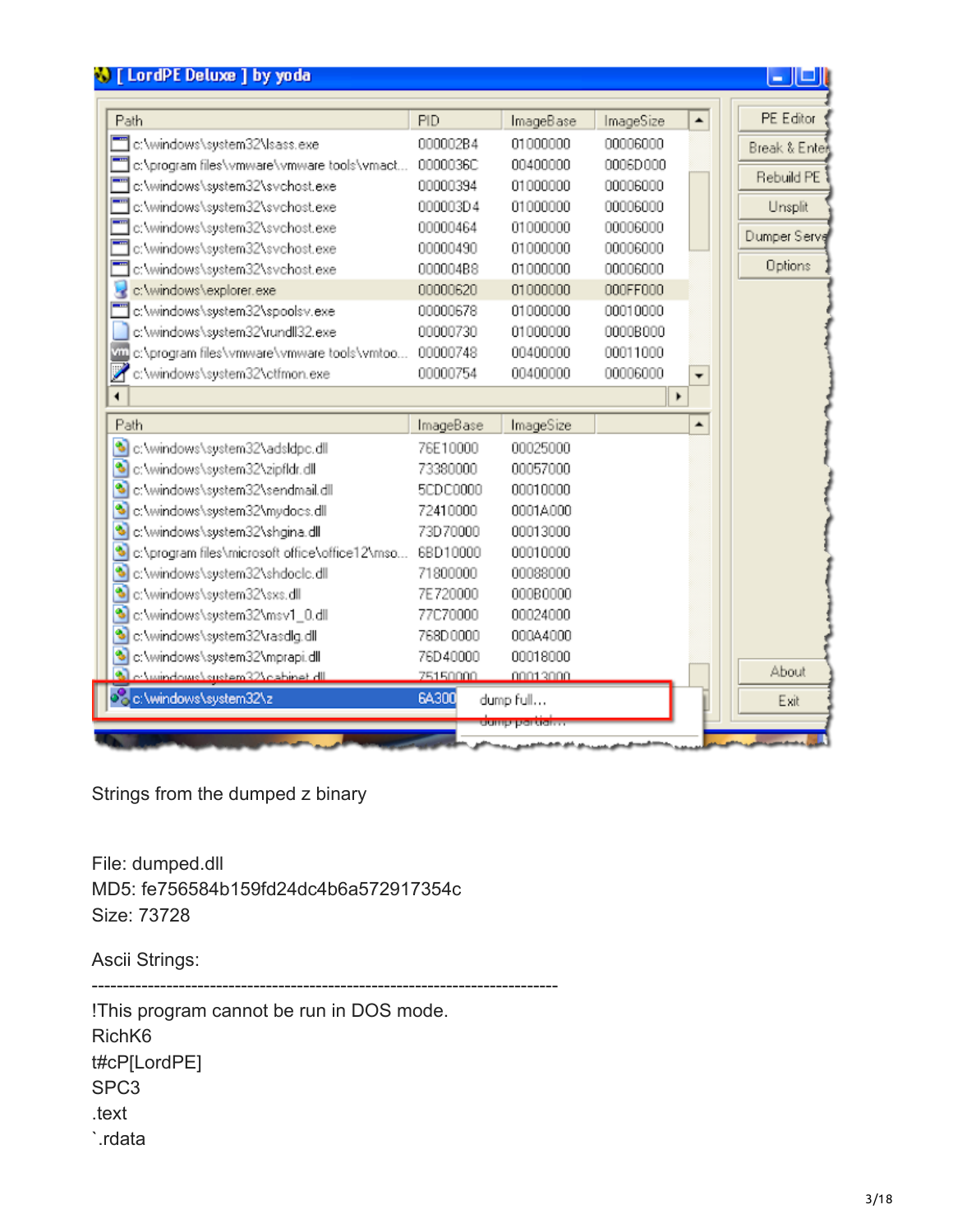Strings from the dumped z binary

File: dumped.dll
MD5: fe756584b159fd24dc4b6a572917354c
Size: 73728

Ascii Strings:

---------------------------------------------------------------------------
!This program cannot be run in DOS mode.
RichK6
t#cP[LordPE]
SPC3
.text
`.rdata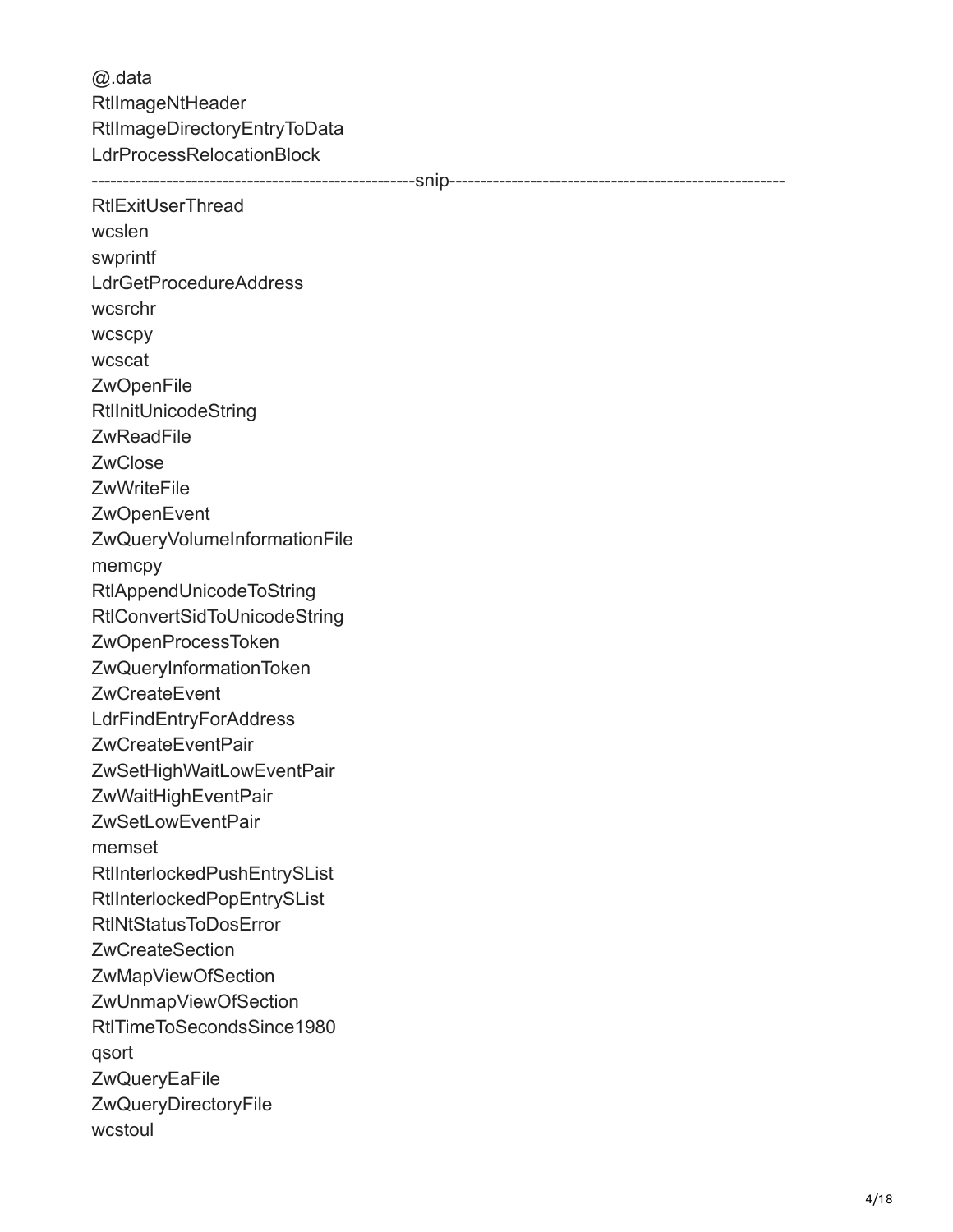```
@.data
RtlImageNtHeader
RtlImageDirectoryEntryToData
LdrProcessRelocationBlock
--------------------------------------------------snip----------------------------------------------------
RtlExitUserThread
wcslen
swprintf
LdrGetProcedureAddress
wcsrchr
wcscpy
wcscat
ZwOpenFile
RtlInitUnicodeString
ZwReadFile
ZwClose
ZwWriteFile
ZwOpenEvent
ZwQueryVolumeInformationFile
memcpy
RtlAppendUnicodeToString
RtlConvertSidToUnicodeString
ZwOpenProcessToken
ZwQueryInformationToken
ZwCreateEvent
LdrFindEntryForAddress
ZwCreateEventPair
ZwSetHighWaitLowEventPair
ZwWaitHighEventPair
ZwSetLowEventPair
memset
RtlInterlockedPushEntrySList
RtlInterlockedPopEntrySList
RtlNtStatusToDosError
ZwCreateSection
ZwMapViewOfSection
ZwUnmapViewOfSection
RtlTimeToSecondsSince1980
qsort
ZwQueryEaFile
ZwQueryDirectoryFile
wcstoul
```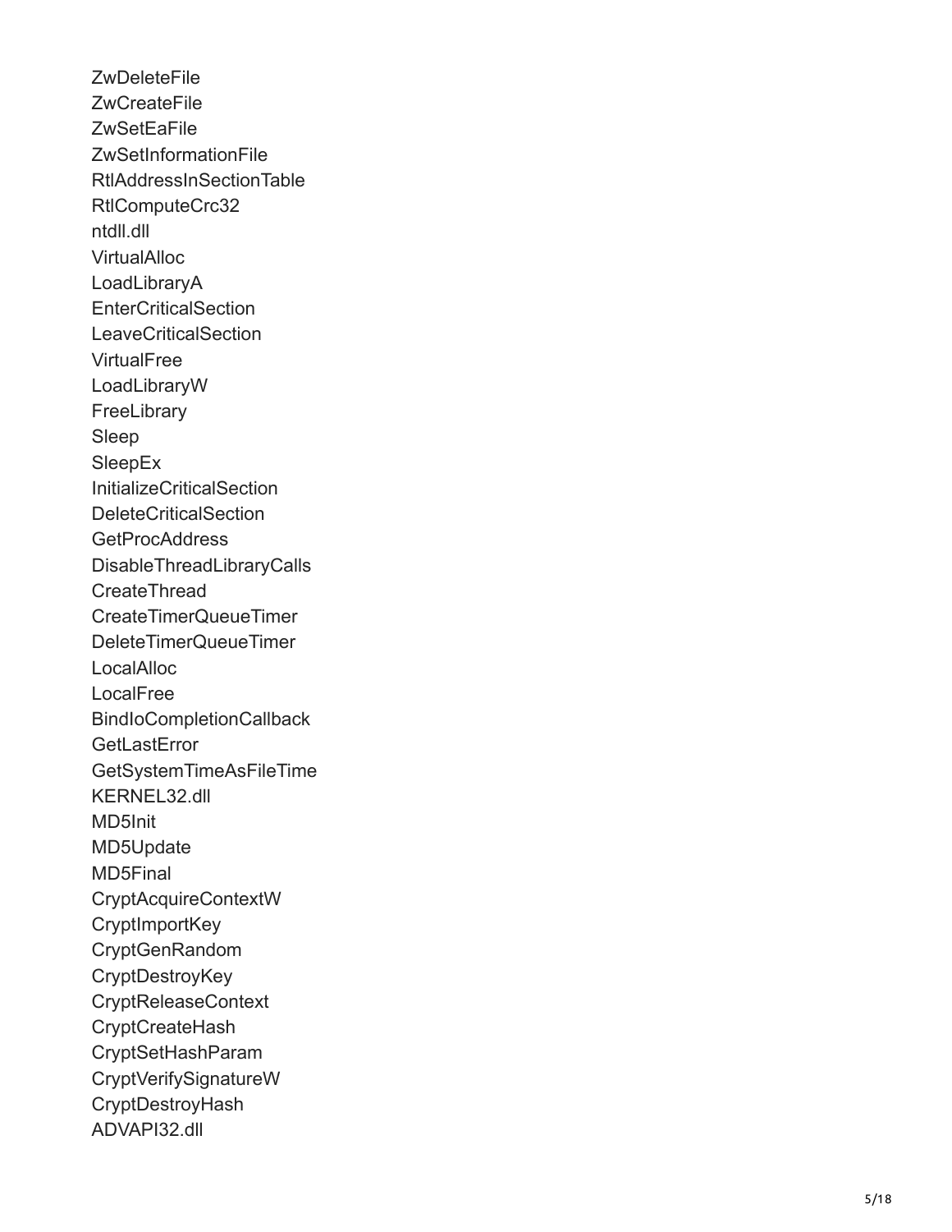ZwDeleteFile
ZwCreateFile
ZwSetEaFile
ZwSetInformationFile
RtlAddressInSectionTable
RtlComputeCrc32
ntdll.dll
VirtualAlloc
LoadLibraryA
EnterCriticalSection
LeaveCriticalSection
VirtualFree
LoadLibraryW
FreeLibrary
Sleep
SleepEx
InitializeCriticalSection
DeleteCriticalSection
GetProcAddress
DisableThreadLibraryCalls
CreateThread
CreateTimerQueueTimer
DeleteTimerQueueTimer
LocalAlloc
LocalFree
BindIoCompletionCallback
GetLastError
GetSystemTimeAsFileTime
KERNEL32.dll
MD5Init
MD5Update
MD5Final
CryptAcquireContextW
CryptImportKey
CryptGenRandom
CryptDestroyKey
CryptReleaseContext
CryptCreateHash
CryptSetHashParam
CryptVerifySignatureW
CryptDestroyHash
ADVAPI32.dll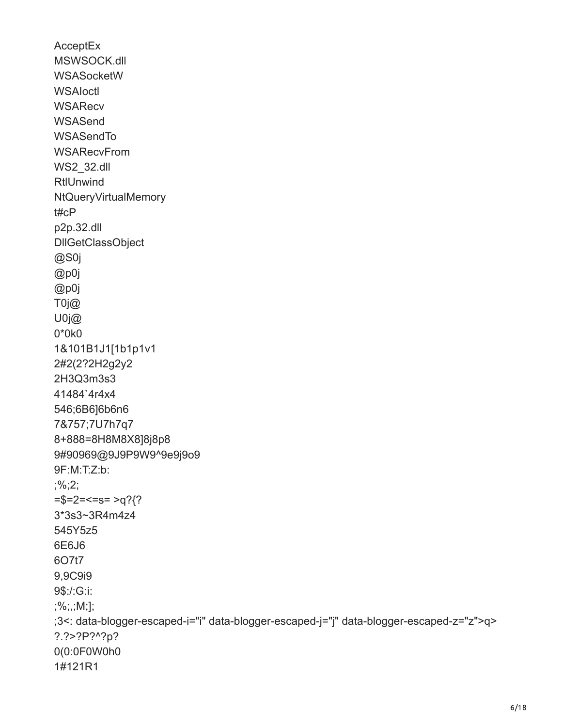AcceptEx
MSWSOCK.dll
WSASocketW
WSAIoctl
WSARecv
WSASend
WSASendTo
WSARecvFrom
WS2_32.dll
RtlUnwind
NtQueryVirtualMemory
t#cP
p2p.32.dll
DllGetClassObject
@S0j
@p0j
@p0j
T0j@
U0j@
0*0k0
1&101B1J1[1b1p1v1
2#2(2?2H2g2y2
2H3Q3m3s3
41484`4r4x4
546;6B6]6b6n6
7&757;7U7h7q7
8+888=8H8M8X8]8j8p8
9#90969@9J9P9W9^9e9j9o9
9F:M:T:Z:b:
;%;2;
=$=2=<=s= >q?{?
3*3s3~3R4m4z4
545Y5z5
6E6J6
6O7t7
9,9C9i9
9$:/:G:i:
;%;,;M;];
;3<: data-blogger-escaped-i="i" data-blogger-escaped-j="j" data-blogger-escaped-z="z">q>
?.?>?P?^?p?
0(0:0F0W0h0
1#121R1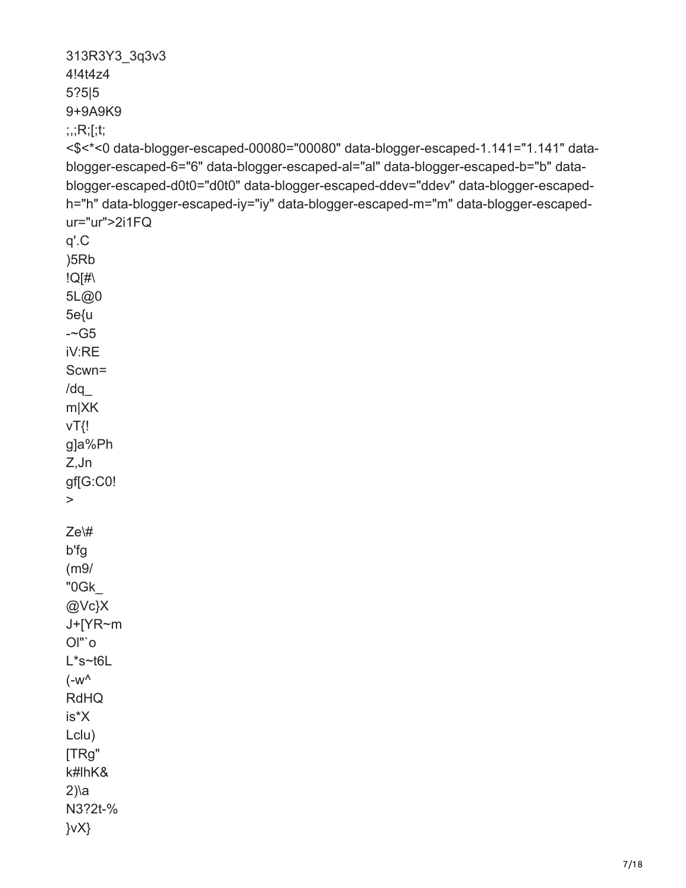```
313R3Y3_3q3v3
4!4t4z4
5?5|5
9+9A9K9
;,;R;[;t;
<$<*<0 data-blogger-escaped-00080="00080" data-blogger-escaped-1.141="1.141" data-blogger-escaped-6="6" data-blogger-escaped-al="al" data-blogger-escaped-b="b" data-blogger-escaped-d0t0="d0t0" data-blogger-escaped-ddev="ddev" data-blogger-escaped-h="h" data-blogger-escaped-iy="iy" data-blogger-escaped-m="m" data-blogger-escaped-ur="ur">2i1FQ
q'.C
)5Rb
!Q[#\
5L@0
5e{u
-~G5
iV:RE
Scwn=
/dq_
m|XK
vT{!
g]a%Ph
Z,Jn
gf[G:C0!
>

Ze\#
b'fg
(m9/
"0Gk_
@Vc}X
J+[YR~m
Ol"`o
L*s~t6L
(-w^
RdHQ
is*X
Lclu)
[TRg"
k#lhK&
2)\a
N3?2t-%
}vX}
```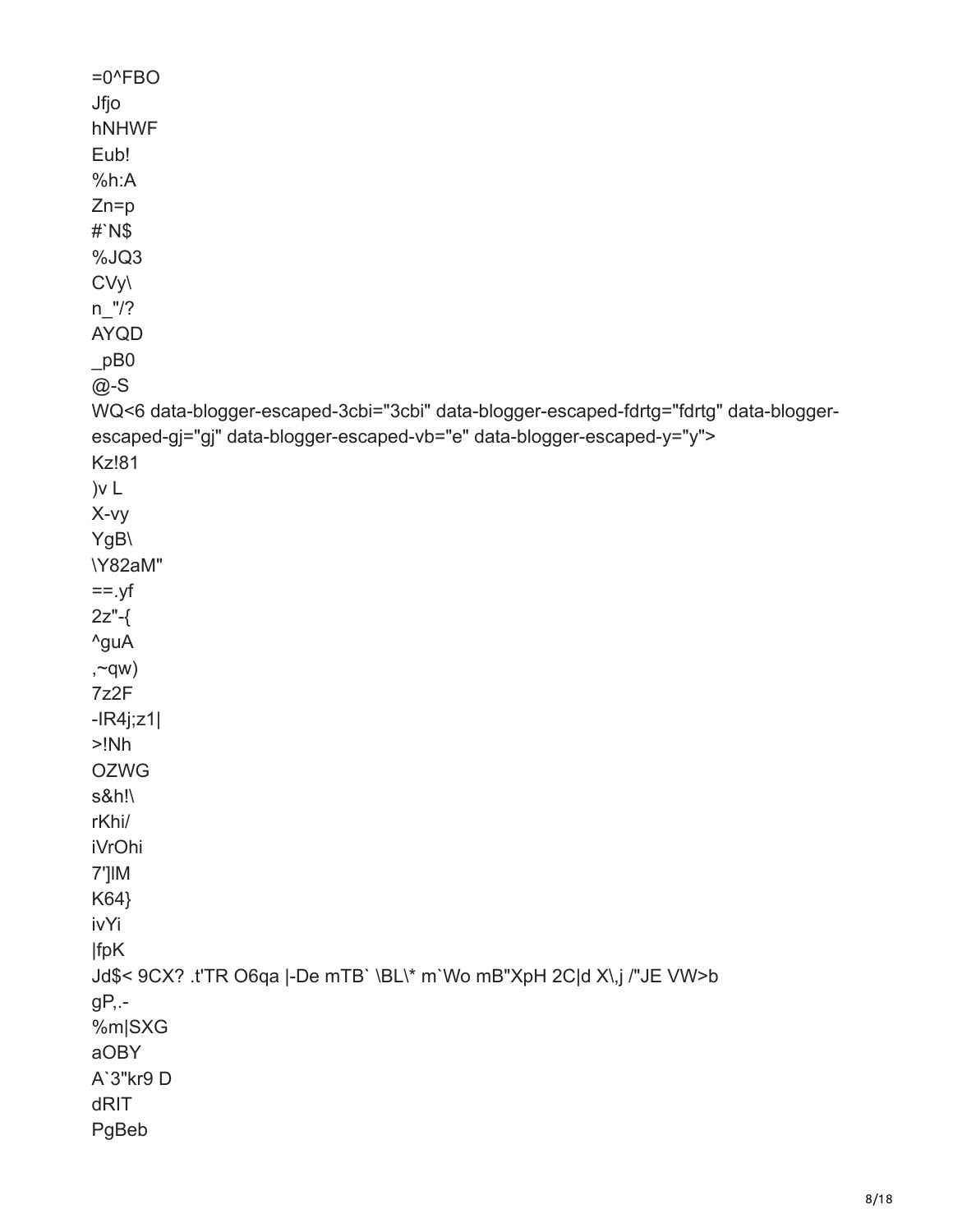=0^FBO
Jfjo
hNHWF
Eub!
%h:A
Zn=p
#`N$
%JQ3
CVy\
n_"/?
AYQD
_pB0
@-S
WQ<6 data-blogger-escaped-3cbi="3cbi" data-blogger-escaped-fdrtg="fdrtg" data-blogger-escaped-gj="gj" data-blogger-escaped-vb="e" data-blogger-escaped-y="y">
Kz!81
)v L
X-vy
YgB\
\Y82aM"
==.yf
2z"-{
^guA
,~qw)
7z2F
-IR4j;z1|
>!Nh
OZWG
s&h!\
rKhi/
iVrOhi
7']lM
K64}
ivYi
|fpK
Jd$< 9CX? .t'TR O6qa |-De mTB` \BL\* m`Wo mB"XpH 2C|d X\,j /"JE VW>b
gP,.-
%m|SXG
aOBY
A`3"kr9 D
dRIT
PgBeb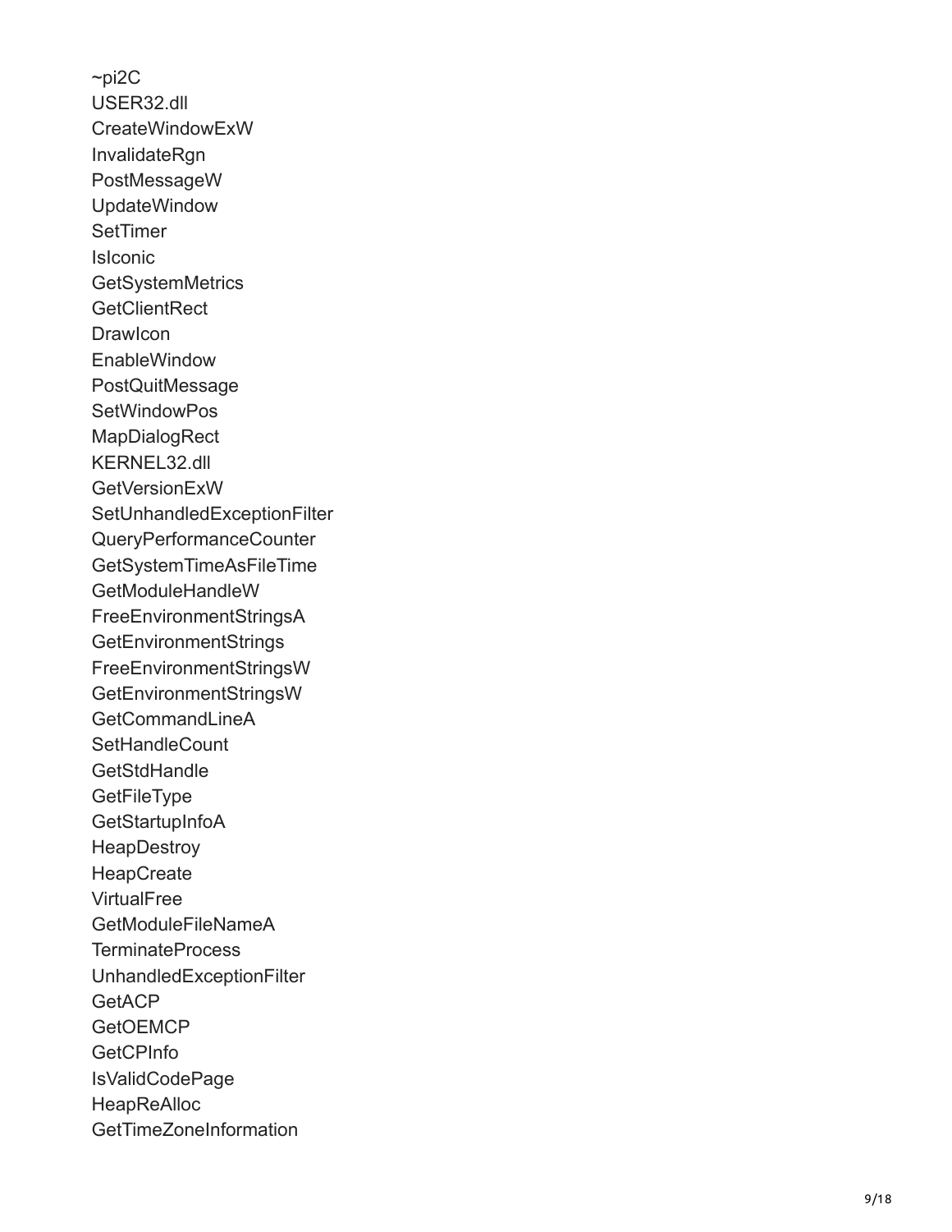~pi2C
USER32.dll
CreateWindowExW
InvalidateRgn
PostMessageW
UpdateWindow
SetTimer
IsIconic
GetSystemMetrics
GetClientRect
DrawIcon
EnableWindow
PostQuitMessage
SetWindowPos
MapDialogRect
KERNEL32.dll
GetVersionExW
SetUnhandledExceptionFilter
QueryPerformanceCounter
GetSystemTimeAsFileTime
GetModuleHandleW
FreeEnvironmentStringsA
GetEnvironmentStrings
FreeEnvironmentStringsW
GetEnvironmentStringsW
GetCommandLineA
SetHandleCount
GetStdHandle
GetFileType
GetStartupInfoA
HeapDestroy
HeapCreate
VirtualFree
GetModuleFileNameA
TerminateProcess
UnhandledExceptionFilter
GetACP
GetOEMCP
GetCPInfo
IsValidCodePage
HeapReAlloc
GetTimeZoneInformation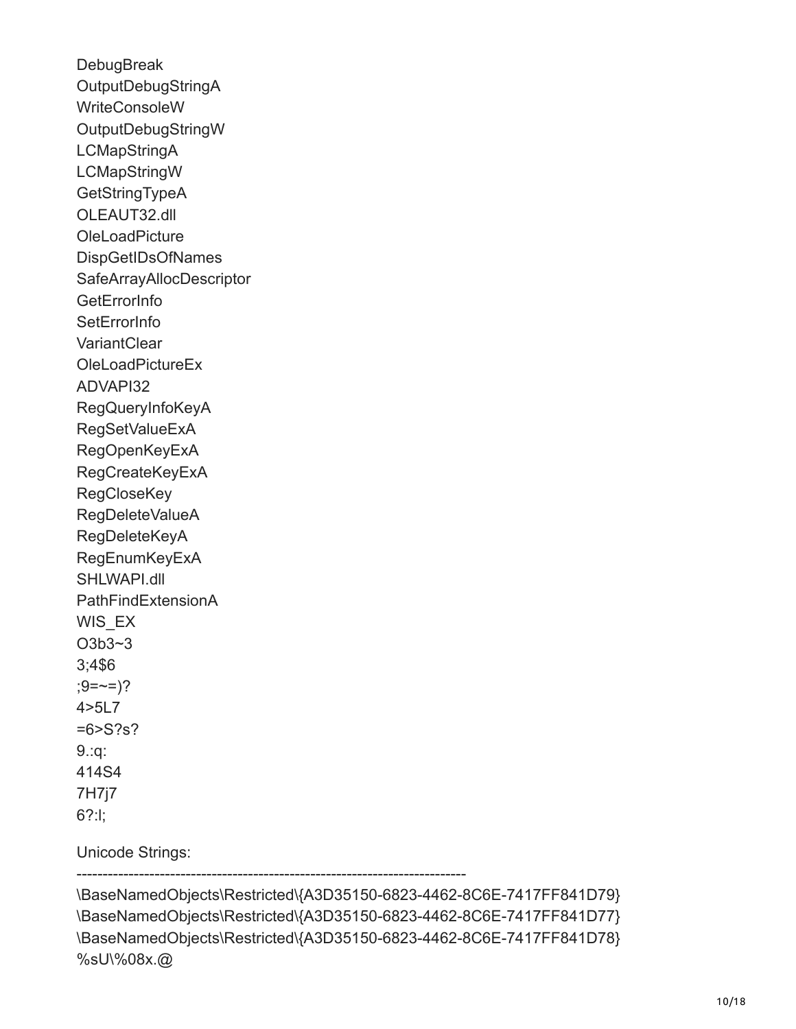DebugBreak
OutputDebugStringA
WriteConsoleW
OutputDebugStringW
LCMapStringA
LCMapStringW
GetStringTypeA
OLEAUT32.dll
OleLoadPicture
DispGetIDsOfNames
SafeArrayAllocDescriptor
GetErrorInfo
SetErrorInfo
VariantClear
OleLoadPictureEx
ADVAPI32
RegQueryInfoKeyA
RegSetValueExA
RegOpenKeyExA
RegCreateKeyExA
RegCloseKey
RegDeleteValueA
RegDeleteKeyA
RegEnumKeyExA
SHLWAPI.dll
PathFindExtensionA
WIS_EX
O3b3~3
3;4$6
;9=~=)?
4>5L7
=6>S?s?
9.:q:
414S4
7H7j7
6?:l;

Unicode Strings:

---------------------------------------------------------------------------

\BaseNamedObjects\Restricted\{A3D35150-6823-4462-8C6E-7417FF841D79}
\BaseNamedObjects\Restricted\{A3D35150-6823-4462-8C6E-7417FF841D77}
\BaseNamedObjects\Restricted\{A3D35150-6823-4462-8C6E-7417FF841D78}
%sU\%08x.@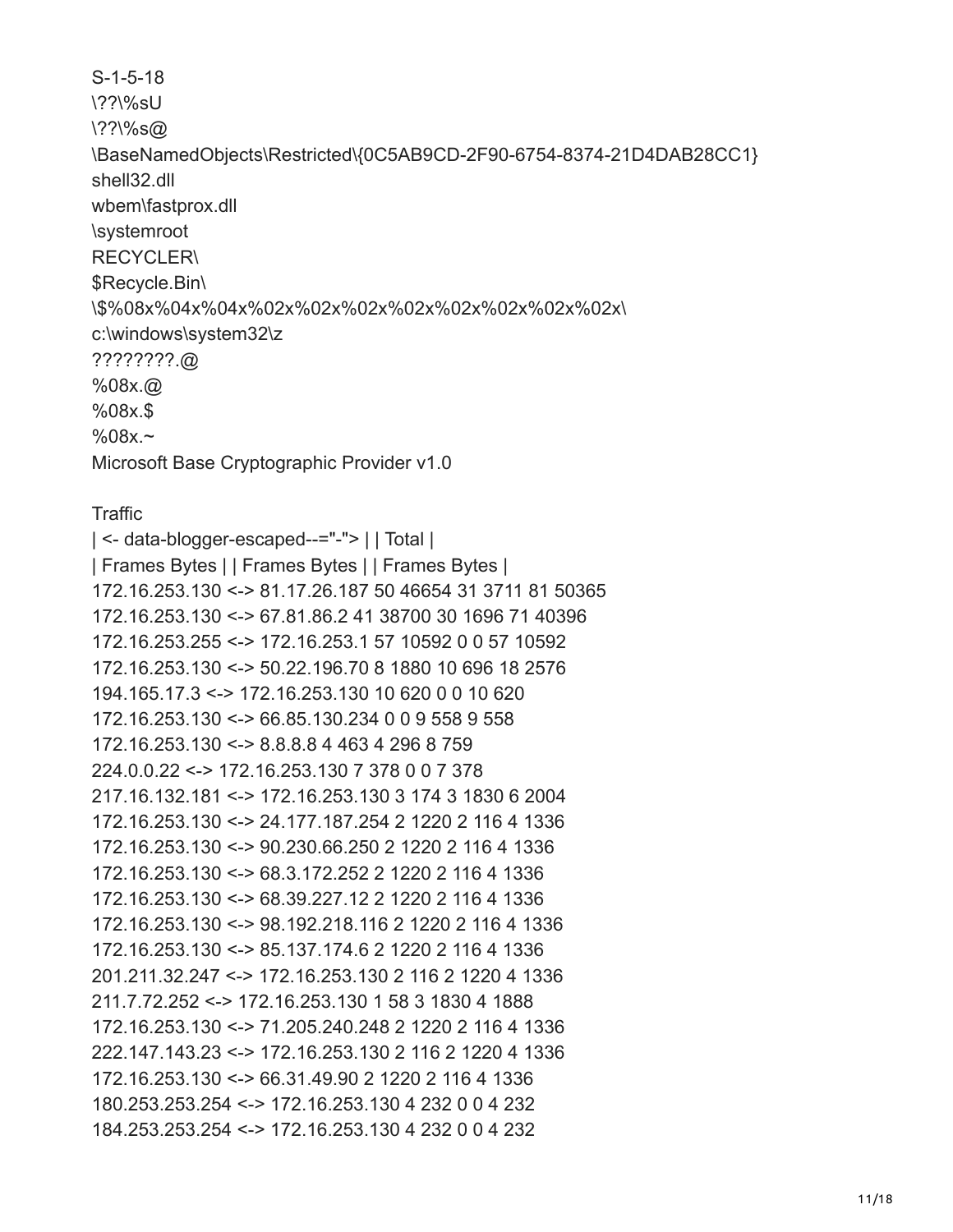S-1-5-18
\??\%sU
\??\%s@
\BaseNamedObjects\Restricted\{0C5AB9CD-2F90-6754-8374-21D4DAB28CC1}
shell32.dll
wbem\fastprox.dll
\systemroot
RECYCLER\
$Recycle.Bin\
\$%08x%04x%04x%02x%02x%02x%02x%02x%02x%02x%02x\
c:\windows\system32\z
????????.@
%08x.@
%08x.$
%08x.~
Microsoft Base Cryptographic Provider v1.0

Traffic

| <- data-blogger-escaped--="-"> | | Total |
| Frames Bytes | | Frames Bytes | | Frames Bytes |
172.16.253.130 <-> 81.17.26.187 50 46654 31 3711 81 50365
172.16.253.130 <-> 67.81.86.2 41 38700 30 1696 71 40396
172.16.253.255 <-> 172.16.253.1 57 10592 0 0 57 10592
172.16.253.130 <-> 50.22.196.70 8 1880 10 696 18 2576
194.165.17.3 <-> 172.16.253.130 10 620 0 0 10 620
172.16.253.130 <-> 66.85.130.234 0 0 9 558 9 558
172.16.253.130 <-> 8.8.8.8 4 463 4 296 8 759
224.0.0.22 <-> 172.16.253.130 7 378 0 0 7 378
217.16.132.181 <-> 172.16.253.130 3 174 3 1830 6 2004
172.16.253.130 <-> 24.177.187.254 2 1220 2 116 4 1336
172.16.253.130 <-> 90.230.66.250 2 1220 2 116 4 1336
172.16.253.130 <-> 68.3.172.252 2 1220 2 116 4 1336
172.16.253.130 <-> 68.39.227.12 2 1220 2 116 4 1336
172.16.253.130 <-> 98.192.218.116 2 1220 2 116 4 1336
172.16.253.130 <-> 85.137.174.6 2 1220 2 116 4 1336
201.211.32.247 <-> 172.16.253.130 2 116 2 1220 4 1336
211.7.72.252 <-> 172.16.253.130 1 58 3 1830 4 1888
172.16.253.130 <-> 71.205.240.248 2 1220 2 116 4 1336
222.147.143.23 <-> 172.16.253.130 2 116 2 1220 4 1336
172.16.253.130 <-> 66.31.49.90 2 1220 2 116 4 1336
180.253.253.254 <-> 172.16.253.130 4 232 0 0 4 232
184.253.253.254 <-> 172.16.253.130 4 232 0 0 4 232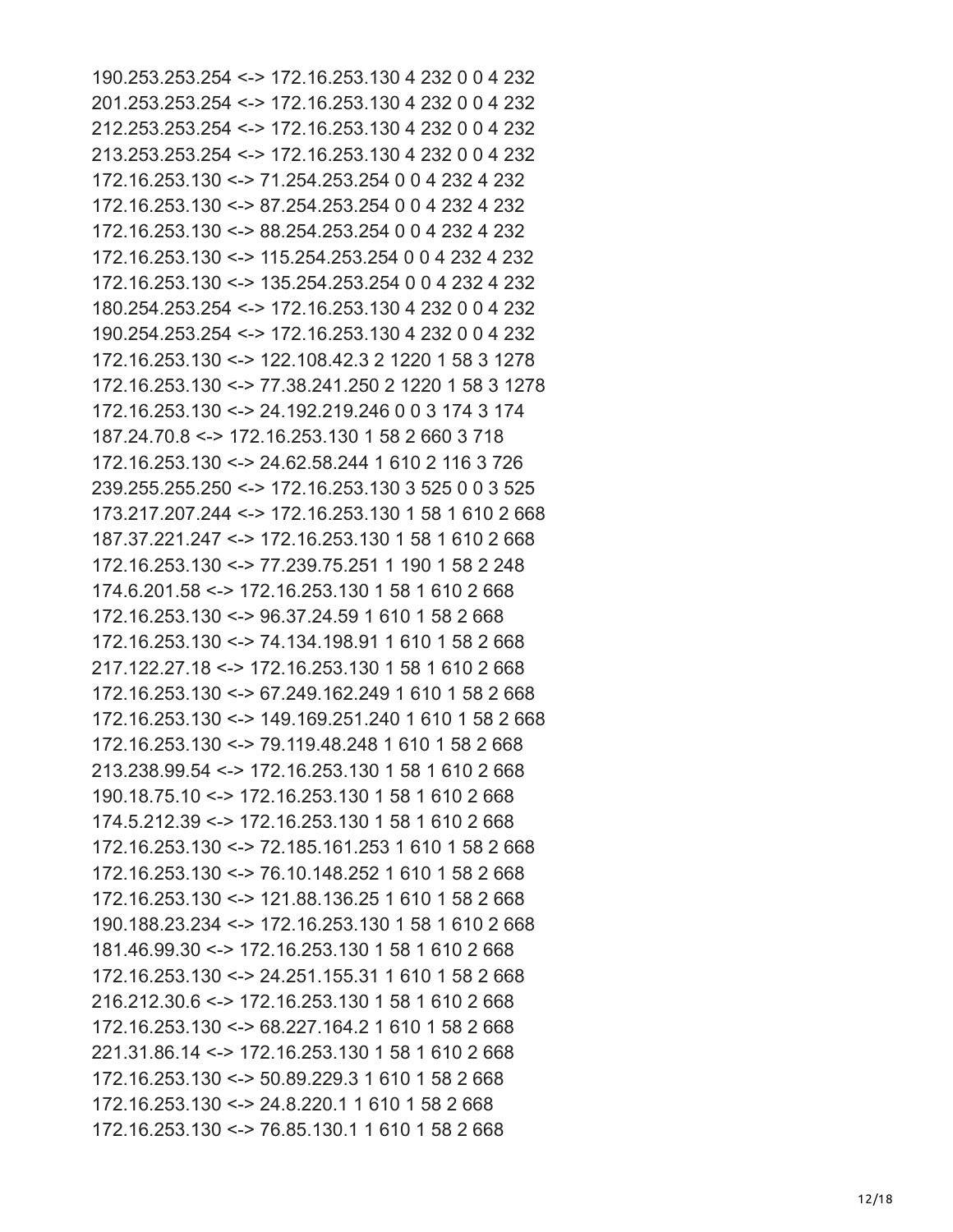```
190.253.253.254 <-> 172.16.253.130 4 232 0 0 4 232
201.253.253.254 <-> 172.16.253.130 4 232 0 0 4 232
212.253.253.254 <-> 172.16.253.130 4 232 0 0 4 232
213.253.253.254 <-> 172.16.253.130 4 232 0 0 4 232
172.16.253.130 <-> 71.254.253.254 0 0 4 232 4 232
172.16.253.130 <-> 87.254.253.254 0 0 4 232 4 232
172.16.253.130 <-> 88.254.253.254 0 0 4 232 4 232
172.16.253.130 <-> 115.254.253.254 0 0 4 232 4 232
172.16.253.130 <-> 135.254.253.254 0 0 4 232 4 232
180.254.253.254 <-> 172.16.253.130 4 232 0 0 4 232
190.254.253.254 <-> 172.16.253.130 4 232 0 0 4 232
172.16.253.130 <-> 122.108.42.3 2 1220 1 58 3 1278
172.16.253.130 <-> 77.38.241.250 2 1220 1 58 3 1278
172.16.253.130 <-> 24.192.219.246 0 0 3 174 3 174
187.24.70.8 <-> 172.16.253.130 1 58 2 660 3 718
172.16.253.130 <-> 24.62.58.244 1 610 2 116 3 726
239.255.255.250 <-> 172.16.253.130 3 525 0 0 3 525
173.217.207.244 <-> 172.16.253.130 1 58 1 610 2 668
187.37.221.247 <-> 172.16.253.130 1 58 1 610 2 668
172.16.253.130 <-> 77.239.75.251 1 190 1 58 2 248
174.6.201.58 <-> 172.16.253.130 1 58 1 610 2 668
172.16.253.130 <-> 96.37.24.59 1 610 1 58 2 668
172.16.253.130 <-> 74.134.198.91 1 610 1 58 2 668
217.122.27.18 <-> 172.16.253.130 1 58 1 610 2 668
172.16.253.130 <-> 67.249.162.249 1 610 1 58 2 668
172.16.253.130 <-> 149.169.251.240 1 610 1 58 2 668
172.16.253.130 <-> 79.119.48.248 1 610 1 58 2 668
213.238.99.54 <-> 172.16.253.130 1 58 1 610 2 668
190.18.75.10 <-> 172.16.253.130 1 58 1 610 2 668
174.5.212.39 <-> 172.16.253.130 1 58 1 610 2 668
172.16.253.130 <-> 72.185.161.253 1 610 1 58 2 668
172.16.253.130 <-> 76.10.148.252 1 610 1 58 2 668
172.16.253.130 <-> 121.88.136.25 1 610 1 58 2 668
190.188.23.234 <-> 172.16.253.130 1 58 1 610 2 668
181.46.99.30 <-> 172.16.253.130 1 58 1 610 2 668
172.16.253.130 <-> 24.251.155.31 1 610 1 58 2 668
216.212.30.6 <-> 172.16.253.130 1 58 1 610 2 668
172.16.253.130 <-> 68.227.164.2 1 610 1 58 2 668
221.31.86.14 <-> 172.16.253.130 1 58 1 610 2 668
172.16.253.130 <-> 50.89.229.3 1 610 1 58 2 668
172.16.253.130 <-> 24.8.220.1 1 610 1 58 2 668
172.16.253.130 <-> 76.85.130.1 1 610 1 58 2 668
```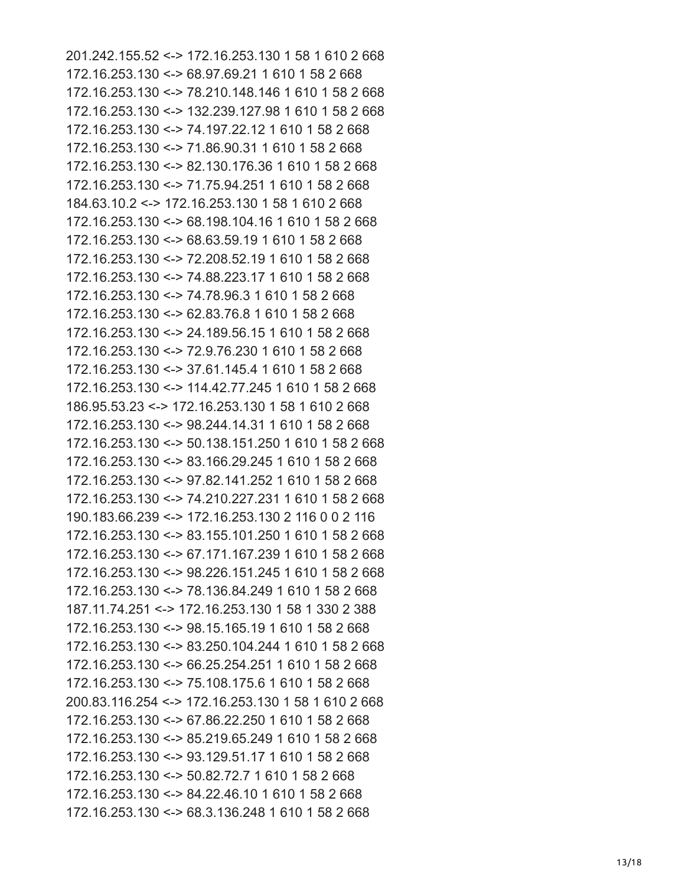```
201.242.155.52 <-> 172.16.253.130 1 58 1 610 2 668
172.16.253.130 <-> 68.97.69.21 1 610 1 58 2 668
172.16.253.130 <-> 78.210.148.146 1 610 1 58 2 668
172.16.253.130 <-> 132.239.127.98 1 610 1 58 2 668
172.16.253.130 <-> 74.197.22.12 1 610 1 58 2 668
172.16.253.130 <-> 71.86.90.31 1 610 1 58 2 668
172.16.253.130 <-> 82.130.176.36 1 610 1 58 2 668
172.16.253.130 <-> 71.75.94.251 1 610 1 58 2 668
184.63.10.2 <-> 172.16.253.130 1 58 1 610 2 668
172.16.253.130 <-> 68.198.104.16 1 610 1 58 2 668
172.16.253.130 <-> 68.63.59.19 1 610 1 58 2 668
172.16.253.130 <-> 72.208.52.19 1 610 1 58 2 668
172.16.253.130 <-> 74.88.223.17 1 610 1 58 2 668
172.16.253.130 <-> 74.78.96.3 1 610 1 58 2 668
172.16.253.130 <-> 62.83.76.8 1 610 1 58 2 668
172.16.253.130 <-> 24.189.56.15 1 610 1 58 2 668
172.16.253.130 <-> 72.9.76.230 1 610 1 58 2 668
172.16.253.130 <-> 37.61.145.4 1 610 1 58 2 668
172.16.253.130 <-> 114.42.77.245 1 610 1 58 2 668
186.95.53.23 <-> 172.16.253.130 1 58 1 610 2 668
172.16.253.130 <-> 98.244.14.31 1 610 1 58 2 668
172.16.253.130 <-> 50.138.151.250 1 610 1 58 2 668
172.16.253.130 <-> 83.166.29.245 1 610 1 58 2 668
172.16.253.130 <-> 97.82.141.252 1 610 1 58 2 668
172.16.253.130 <-> 74.210.227.231 1 610 1 58 2 668
190.183.66.239 <-> 172.16.253.130 2 116 0 0 2 116
172.16.253.130 <-> 83.155.101.250 1 610 1 58 2 668
172.16.253.130 <-> 67.171.167.239 1 610 1 58 2 668
172.16.253.130 <-> 98.226.151.245 1 610 1 58 2 668
172.16.253.130 <-> 78.136.84.249 1 610 1 58 2 668
187.11.74.251 <-> 172.16.253.130 1 58 1 330 2 388
172.16.253.130 <-> 98.15.165.19 1 610 1 58 2 668
172.16.253.130 <-> 83.250.104.244 1 610 1 58 2 668
172.16.253.130 <-> 66.25.254.251 1 610 1 58 2 668
172.16.253.130 <-> 75.108.175.6 1 610 1 58 2 668
200.83.116.254 <-> 172.16.253.130 1 58 1 610 2 668
172.16.253.130 <-> 67.86.22.250 1 610 1 58 2 668
172.16.253.130 <-> 85.219.65.249 1 610 1 58 2 668
172.16.253.130 <-> 93.129.51.17 1 610 1 58 2 668
172.16.253.130 <-> 50.82.72.7 1 610 1 58 2 668
172.16.253.130 <-> 84.22.46.10 1 610 1 58 2 668
172.16.253.130 <-> 68.3.136.248 1 610 1 58 2 668
```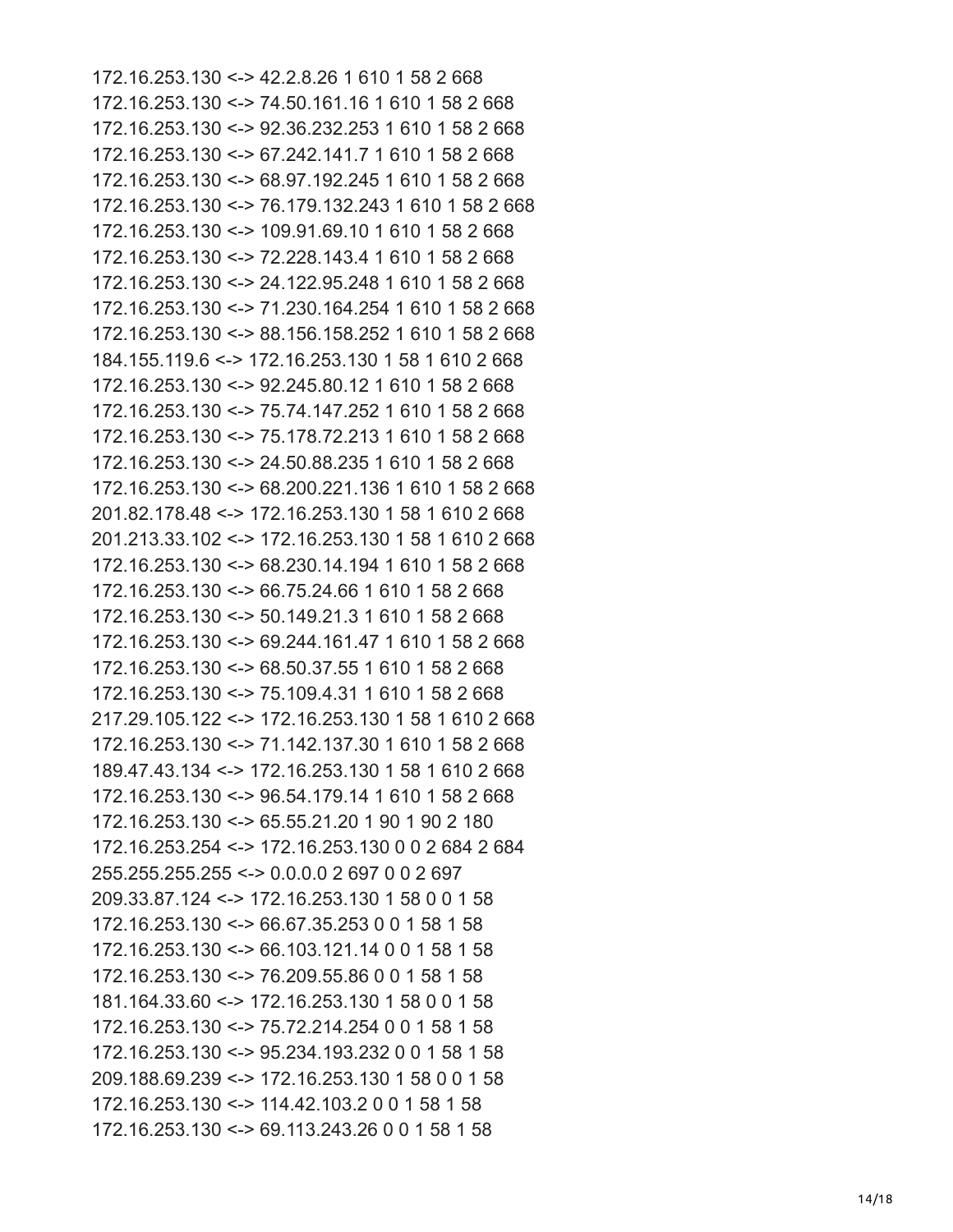```
172.16.253.130 <-> 42.2.8.26 1 610 1 58 2 668
172.16.253.130 <-> 74.50.161.16 1 610 1 58 2 668
172.16.253.130 <-> 92.36.232.253 1 610 1 58 2 668
172.16.253.130 <-> 67.242.141.7 1 610 1 58 2 668
172.16.253.130 <-> 68.97.192.245 1 610 1 58 2 668
172.16.253.130 <-> 76.179.132.243 1 610 1 58 2 668
172.16.253.130 <-> 109.91.69.10 1 610 1 58 2 668
172.16.253.130 <-> 72.228.143.4 1 610 1 58 2 668
172.16.253.130 <-> 24.122.95.248 1 610 1 58 2 668
172.16.253.130 <-> 71.230.164.254 1 610 1 58 2 668
172.16.253.130 <-> 88.156.158.252 1 610 1 58 2 668
184.155.119.6 <-> 172.16.253.130 1 58 1 610 2 668
172.16.253.130 <-> 92.245.80.12 1 610 1 58 2 668
172.16.253.130 <-> 75.74.147.252 1 610 1 58 2 668
172.16.253.130 <-> 75.178.72.213 1 610 1 58 2 668
172.16.253.130 <-> 24.50.88.235 1 610 1 58 2 668
172.16.253.130 <-> 68.200.221.136 1 610 1 58 2 668
201.82.178.48 <-> 172.16.253.130 1 58 1 610 2 668
201.213.33.102 <-> 172.16.253.130 1 58 1 610 2 668
172.16.253.130 <-> 68.230.14.194 1 610 1 58 2 668
172.16.253.130 <-> 66.75.24.66 1 610 1 58 2 668
172.16.253.130 <-> 50.149.21.3 1 610 1 58 2 668
172.16.253.130 <-> 69.244.161.47 1 610 1 58 2 668
172.16.253.130 <-> 68.50.37.55 1 610 1 58 2 668
172.16.253.130 <-> 75.109.4.31 1 610 1 58 2 668
217.29.105.122 <-> 172.16.253.130 1 58 1 610 2 668
172.16.253.130 <-> 71.142.137.30 1 610 1 58 2 668
189.47.43.134 <-> 172.16.253.130 1 58 1 610 2 668
172.16.253.130 <-> 96.54.179.14 1 610 1 58 2 668
172.16.253.130 <-> 65.55.21.20 1 90 1 90 2 180
172.16.253.254 <-> 172.16.253.130 0 0 2 684 2 684
255.255.255.255 <-> 0.0.0.0 2 697 0 0 2 697
209.33.87.124 <-> 172.16.253.130 1 58 0 0 1 58
172.16.253.130 <-> 66.67.35.253 0 0 1 58 1 58
172.16.253.130 <-> 66.103.121.14 0 0 1 58 1 58
172.16.253.130 <-> 76.209.55.86 0 0 1 58 1 58
181.164.33.60 <-> 172.16.253.130 1 58 0 0 1 58
172.16.253.130 <-> 75.72.214.254 0 0 1 58 1 58
172.16.253.130 <-> 95.234.193.232 0 0 1 58 1 58
209.188.69.239 <-> 172.16.253.130 1 58 0 0 1 58
172.16.253.130 <-> 114.42.103.2 0 0 1 58 1 58
172.16.253.130 <-> 69.113.243.26 0 0 1 58 1 58
```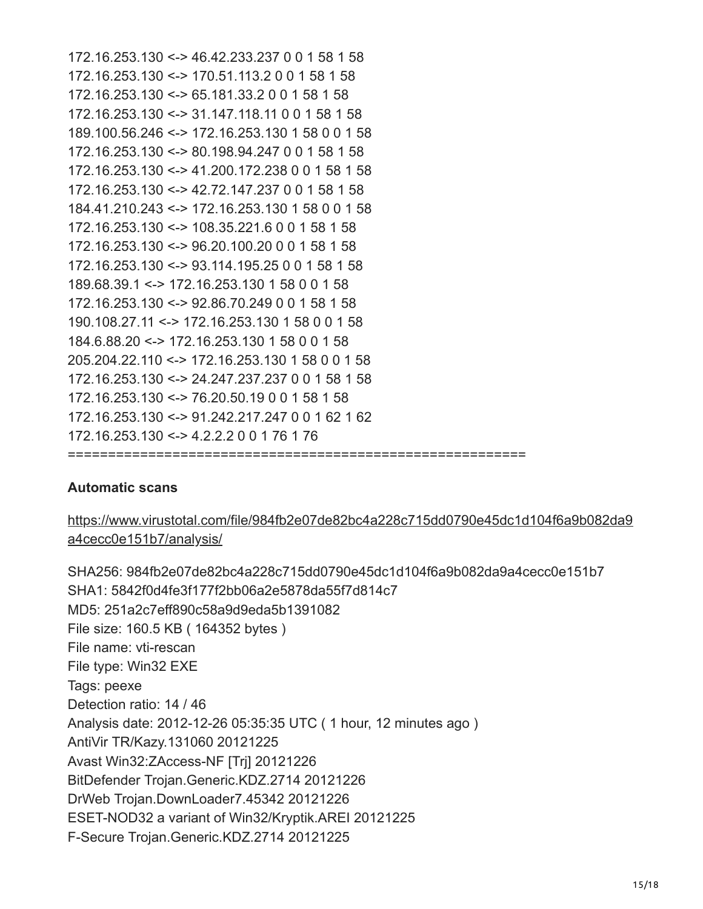```
172.16.253.130 <-> 46.42.233.237 0 0 1 58 1 58
172.16.253.130 <-> 170.51.113.2 0 0 1 58 1 58
172.16.253.130 <-> 65.181.33.2 0 0 1 58 1 58
172.16.253.130 <-> 31.147.118.11 0 0 1 58 1 58
189.100.56.246 <-> 172.16.253.130 1 58 0 0 1 58
172.16.253.130 <-> 80.198.94.247 0 0 1 58 1 58
172.16.253.130 <-> 41.200.172.238 0 0 1 58 1 58
172.16.253.130 <-> 42.72.147.237 0 0 1 58 1 58
184.41.210.243 <-> 172.16.253.130 1 58 0 0 1 58
172.16.253.130 <-> 108.35.221.6 0 0 1 58 1 58
172.16.253.130 <-> 96.20.100.20 0 0 1 58 1 58
172.16.253.130 <-> 93.114.195.25 0 0 1 58 1 58
189.68.39.1 <-> 172.16.253.130 1 58 0 0 1 58
172.16.253.130 <-> 92.86.70.249 0 0 1 58 1 58
190.108.27.11 <-> 172.16.253.130 1 58 0 0 1 58
184.6.88.20 <-> 172.16.253.130 1 58 0 0 1 58
205.204.22.110 <-> 172.16.253.130 1 58 0 0 1 58
172.16.253.130 <-> 24.247.237.237 0 0 1 58 1 58
172.16.253.130 <-> 76.20.50.19 0 0 1 58 1 58
172.16.253.130 <-> 91.242.217.247 0 0 1 62 1 62
172.16.253.130 <-> 4.2.2.2 0 0 1 76 1 76
================================================================
```

**Automatic scans**

https://www.virustotal.com/file/984fb2e07de82bc4a228c715dd0790e45dc1d104f6a9b082da9a4cecc0e151b7/analysis/

SHA256: 984fb2e07de82bc4a228c715dd0790e45dc1d104f6a9b082da9a4cecc0e151b7
SHA1: 5842f0d4fe3f177f2bb06a2e5878da55f7d814c7
MD5: 251a2c7eff890c58a9d9eda5b1391082
File size: 160.5 KB ( 164352 bytes )
File name: vti-rescan
File type: Win32 EXE
Tags: peexe
Detection ratio: 14 / 46
Analysis date: 2012-12-26 05:35:35 UTC ( 1 hour, 12 minutes ago )
AntiVir TR/Kazy.131060 20121225
Avast Win32:ZAccess-NF [Trj] 20121226
BitDefender Trojan.Generic.KDZ.2714 20121226
DrWeb Trojan.DownLoader7.45342 20121226
ESET-NOD32 a variant of Win32/Kryptik.AREI 20121225
F-Secure Trojan.Generic.KDZ.2714 20121225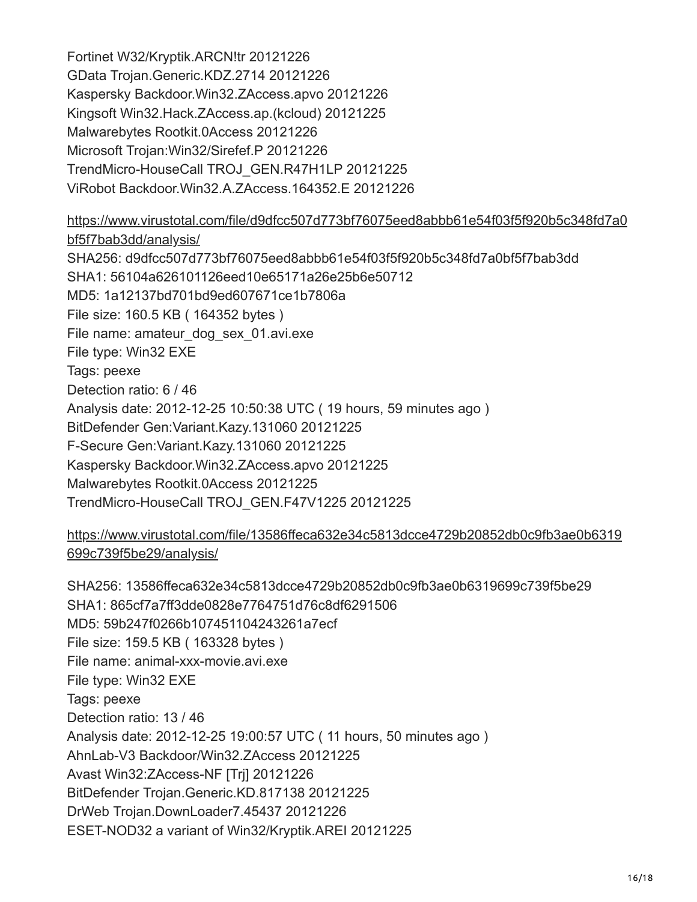Fortinet W32/Kryptik.ARCN!tr 20121226
GData Trojan.Generic.KDZ.2714 20121226
Kaspersky Backdoor.Win32.ZAccess.apvo 20121226
Kingsoft Win32.Hack.ZAccess.ap.(kcloud) 20121225
Malwarebytes Rootkit.0Access 20121226
Microsoft Trojan:Win32/Sirefef.P 20121226
TrendMicro-HouseCall TROJ_GEN.R47H1LP 20121225
ViRobot Backdoor.Win32.A.ZAccess.164352.E 20121226

https://www.virustotal.com/file/d9dfcc507d773bf76075eed8abbb61e54f03f5f920b5c348fd7a0bf5f7bab3dd/analysis/
SHA256: d9dfcc507d773bf76075eed8abbb61e54f03f5f920b5c348fd7a0bf5f7bab3dd
SHA1: 56104a626101126eed10e65171a26e25b6e50712
MD5: 1a12137bd701bd9ed607671ce1b7806a
File size: 160.5 KB ( 164352 bytes )
File name: amateur_dog_sex_01.avi.exe
File type: Win32 EXE
Tags: peexe
Detection ratio: 6 / 46
Analysis date: 2012-12-25 10:50:38 UTC ( 19 hours, 59 minutes ago )
BitDefender Gen:Variant.Kazy.131060 20121225
F-Secure Gen:Variant.Kazy.131060 20121225
Kaspersky Backdoor.Win32.ZAccess.apvo 20121225
Malwarebytes Rootkit.0Access 20121225
TrendMicro-HouseCall TROJ_GEN.F47V1225 20121225

https://www.virustotal.com/file/13586ffeca632e34c5813dcce4729b20852db0c9fb3ae0b6319699c739f5be29/analysis/

SHA256: 13586ffeca632e34c5813dcce4729b20852db0c9fb3ae0b6319699c739f5be29
SHA1: 865cf7a7ff3dde0828e7764751d76c8df6291506
MD5: 59b247f0266b107451104243261a7ecf
File size: 159.5 KB ( 163328 bytes )
File name: animal-xxx-movie.avi.exe
File type: Win32 EXE
Tags: peexe
Detection ratio: 13 / 46
Analysis date: 2012-12-25 19:00:57 UTC ( 11 hours, 50 minutes ago )
AhnLab-V3 Backdoor/Win32.ZAccess 20121225
Avast Win32:ZAccess-NF [Trj] 20121226
BitDefender Trojan.Generic.KD.817138 20121225
DrWeb Trojan.DownLoader7.45437 20121226
ESET-NOD32 a variant of Win32/Kryptik.AREI 20121225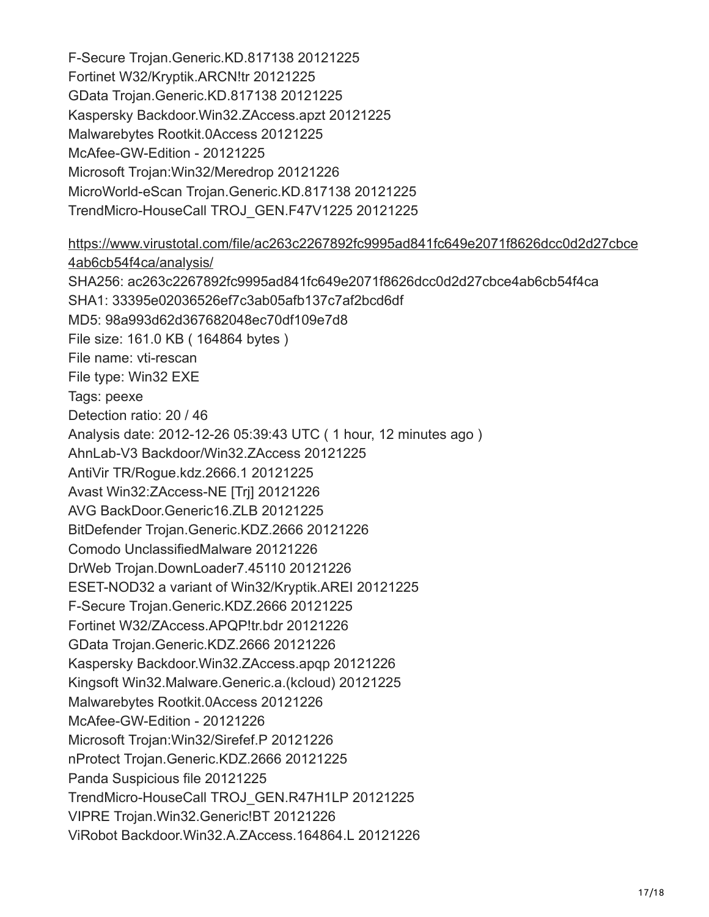F-Secure Trojan.Generic.KD.817138 20121225
Fortinet W32/Kryptik.ARCN!tr 20121225
GData Trojan.Generic.KD.817138 20121225
Kaspersky Backdoor.Win32.ZAccess.apzt 20121225
Malwarebytes Rootkit.0Access 20121225
McAfee-GW-Edition - 20121225
Microsoft Trojan:Win32/Meredrop 20121226
MicroWorld-eScan Trojan.Generic.KD.817138 20121225
TrendMicro-HouseCall TROJ_GEN.F47V1225 20121225

https://www.virustotal.com/file/ac263c2267892fc9995ad841fc649e2071f8626dcc0d2d27cbce4ab6cb54f4ca/analysis/
SHA256: ac263c2267892fc9995ad841fc649e2071f8626dcc0d2d27cbce4ab6cb54f4ca
SHA1: 33395e02036526ef7c3ab05afb137c7af2bcd6df
MD5: 98a993d62d367682048ec70df109e7d8
File size: 161.0 KB ( 164864 bytes )
File name: vti-rescan
File type: Win32 EXE
Tags: peexe
Detection ratio: 20 / 46
Analysis date: 2012-12-26 05:39:43 UTC ( 1 hour, 12 minutes ago )
AhnLab-V3 Backdoor/Win32.ZAccess 20121225
AntiVir TR/Rogue.kdz.2666.1 20121225
Avast Win32:ZAccess-NE [Trj] 20121226
AVG BackDoor.Generic16.ZLB 20121225
BitDefender Trojan.Generic.KDZ.2666 20121226
Comodo UnclassifiedMalware 20121226
DrWeb Trojan.DownLoader7.45110 20121226
ESET-NOD32 a variant of Win32/Kryptik.AREI 20121225
F-Secure Trojan.Generic.KDZ.2666 20121225
Fortinet W32/ZAccess.APQP!tr.bdr 20121226
GData Trojan.Generic.KDZ.2666 20121226
Kaspersky Backdoor.Win32.ZAccess.apqp 20121226
Kingsoft Win32.Malware.Generic.a.(kcloud) 20121225
Malwarebytes Rootkit.0Access 20121226
McAfee-GW-Edition - 20121226
Microsoft Trojan:Win32/Sirefef.P 20121226
nProtect Trojan.Generic.KDZ.2666 20121225
Panda Suspicious file 20121225
TrendMicro-HouseCall TROJ_GEN.R47H1LP 20121225
VIPRE Trojan.Win32.Generic!BT 20121226
ViRobot Backdoor.Win32.A.ZAccess.164864.L 20121226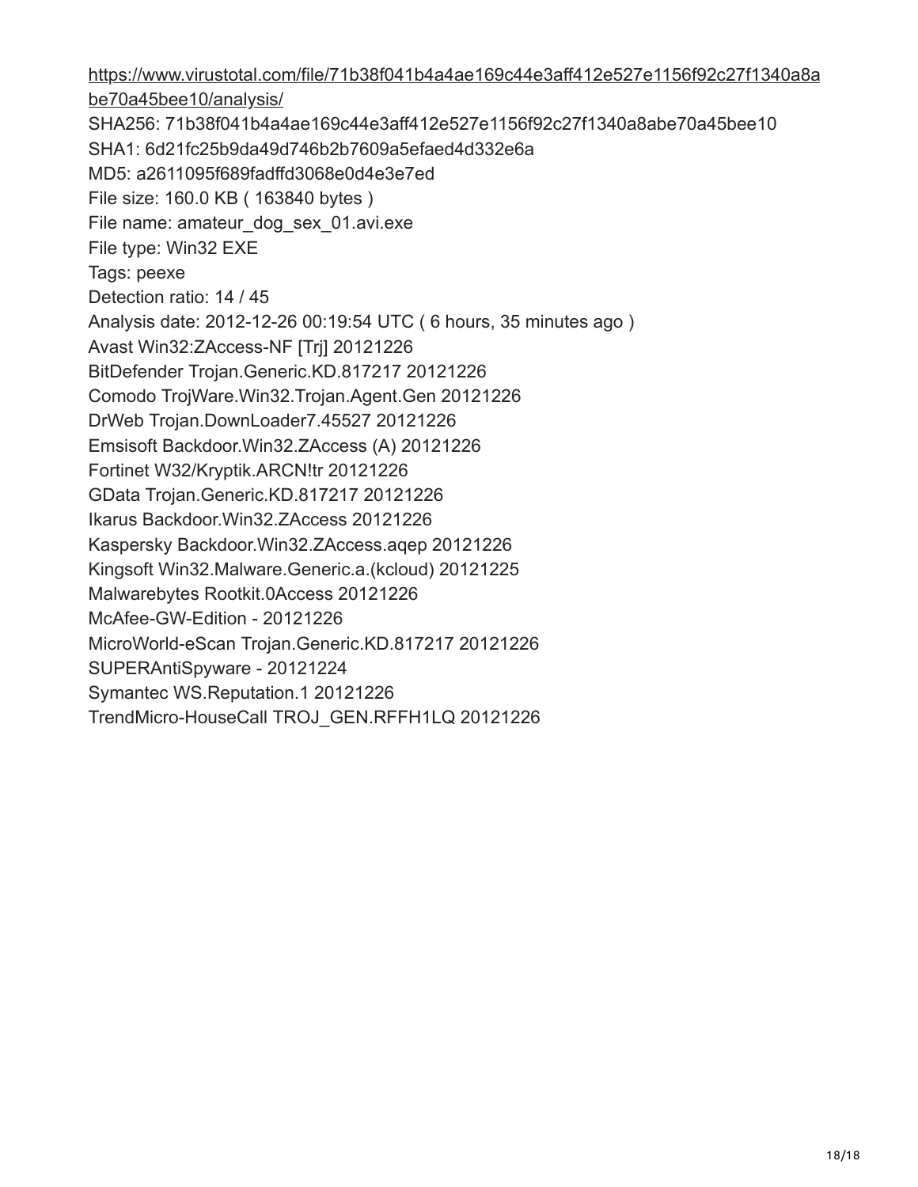https://www.virustotal.com/file/71b38f041b4a4ae169c44e3aff412e527e1156f92c27f1340a8abe70a45bee10/analysis/

SHA256: 71b38f041b4a4ae169c44e3aff412e527e1156f92c27f1340a8abe70a45bee10
SHA1: 6d21fc25b9da49d746b2b7609a5efaed4d332e6a
MD5: a2611095f689fadffd3068e0d4e3e7ed
File size: 160.0 KB ( 163840 bytes )
File name: amateur_dog_sex_01.avi.exe
File type: Win32 EXE
Tags: peexe
Detection ratio: 14 / 45
Analysis date: 2012-12-26 00:19:54 UTC ( 6 hours, 35 minutes ago )
Avast Win32:ZAccess-NF [Trj] 20121226
BitDefender Trojan.Generic.KD.817217 20121226
Comodo TrojWare.Win32.Trojan.Agent.Gen 20121226
DrWeb Trojan.DownLoader7.45527 20121226
Emsisoft Backdoor.Win32.ZAccess (A) 20121226
Fortinet W32/Kryptik.ARCN!tr 20121226
GData Trojan.Generic.KD.817217 20121226
Ikarus Backdoor.Win32.ZAccess 20121226
Kaspersky Backdoor.Win32.ZAccess.aqep 20121226
Kingsoft Win32.Malware.Generic.a.(kcloud) 20121225
Malwarebytes Rootkit.0Access 20121226
McAfee-GW-Edition - 20121226
MicroWorld-eScan Trojan.Generic.KD.817217 20121226
SUPERAntiSpyware - 20121224
Symantec WS.Reputation.1 20121226
TrendMicro-HouseCall TROJ_GEN.RFFH1LQ 20121226